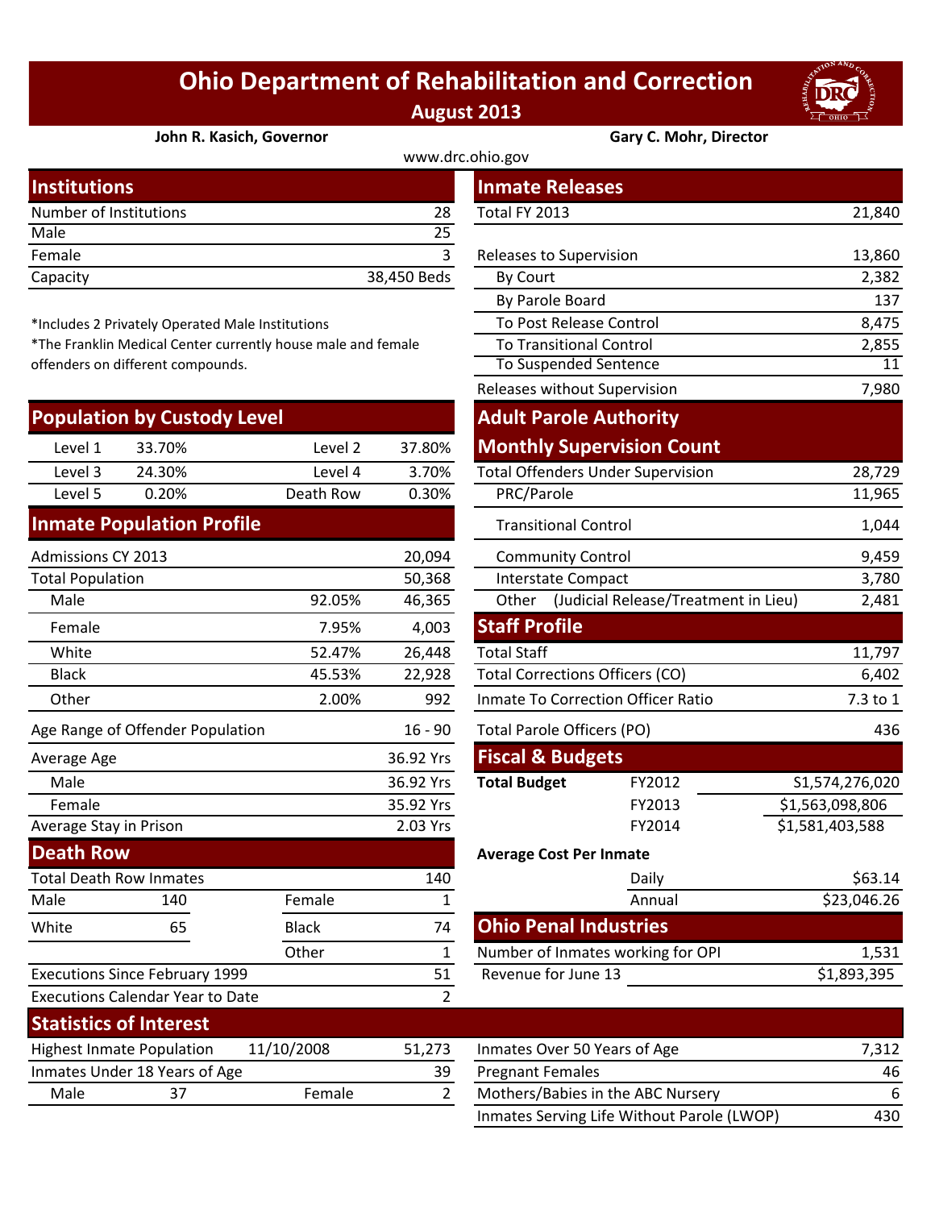# Ohio Department of Rehabilitation and Correction

**August 2013**

**John R. Kasich, Governor** | **Gary C. Mohr, Director**

www.drc.ohio.gov

## Institutions

| | |
|---|---|
| Number of Institutions | 28 |
| Male | 25 |
| Female | 3 |
| Capacity | 38,450 Beds |

*Includes 2 Privately Operated Male Institutions
*The Franklin Medical Center currently house male and female offenders on different compounds.

## Population by Custody Level

| | | | |
|---|---|---|---|
| Level 1 | 33.70% | Level 2 | 37.80% |
| Level 3 | 24.30% | Level 4 | 3.70% |
| Level 5 | 0.20% | Death Row | 0.30% |

## Inmate Population Profile

| | | |
|---|---|---|
| Admissions CY 2013 | | 20,094 |
| Total Population | | 50,368 |
| Male | 92.05% | 46,365 |
| Female | 7.95% | 4,003 |
| White | 52.47% | 26,448 |
| Black | 45.53% | 22,928 |
| Other | 2.00% | 992 |
| Age Range of Offender Population | | 16 - 90 |
| Average Age | | 36.92 Yrs |
| Male | | 36.92 Yrs |
| Female | | 35.92 Yrs |
| Average Stay in Prison | | 2.03 Yrs |

## Death Row

| | | | |
|---|---|---|---|
| Total Death Row Inmates | | | 140 |
| Male | 140 | Female | 1 |
| White | 65 | Black | 74 |
| | | Other | 1 |
| Executions Since February 1999 | | | 51 |
| Executions Calendar Year to Date | | | 2 |

## Inmate Releases

| | |
|---|---|
| Total FY 2013 | 21,840 |
| Releases to Supervision | 13,860 |
| By Court | 2,382 |
| By Parole Board | 137 |
| To Post Release Control | 8,475 |
| To Transitional Control | 2,855 |
| To Suspended Sentence | 11 |
| Releases without Supervision | 7,980 |

## Adult Parole Authority

## Monthly Supervision Count

| | |
|---|---|
| Total Offenders Under Supervision | 28,729 |
| PRC/Parole | 11,965 |
| Transitional Control | 1,044 |
| Community Control | 9,459 |
| Interstate Compact | 3,780 |
| Other (Judicial Release/Treatment in Lieu) | 2,481 |

## Staff Profile

| | |
|---|---|
| Total Staff | 11,797 |
| Total Corrections Officers (CO) | 6,402 |
| Inmate To Correction Officer Ratio | 7.3 to 1 |
| Total Parole Officers (PO) | 436 |

## Fiscal & Budgets

| | | |
|---|---|---|
| **Total Budget** | FY2012 | $1,574,276,020 |
| | FY2013 | $1,563,098,806 |
| | FY2014 | $1,581,403,588 |

**Average Cost Per Inmate**

| | |
|---|---|
| Daily | $63.14 |
| Annual | $23,046.26 |

## Ohio Penal Industries

| | |
|---|---|
| Number of Inmates working for OPI | 1,531 |
| Revenue for June 13 | $1,893,395 |

## Statistics of Interest

| | | | |
|---|---|---|---|
| Highest Inmate Population | 11/10/2008 | | 51,273 |
| Inmates Under 18 Years of Age | | | 39 |
| Male | 37 | Female | 2 |

| | |
|---|---|
| Inmates Over 50 Years of Age | 7,312 |
| Pregnant Females | 46 |
| Mothers/Babies in the ABC Nursery | 6 |
| Inmates Serving Life Without Parole (LWOP) | 430 |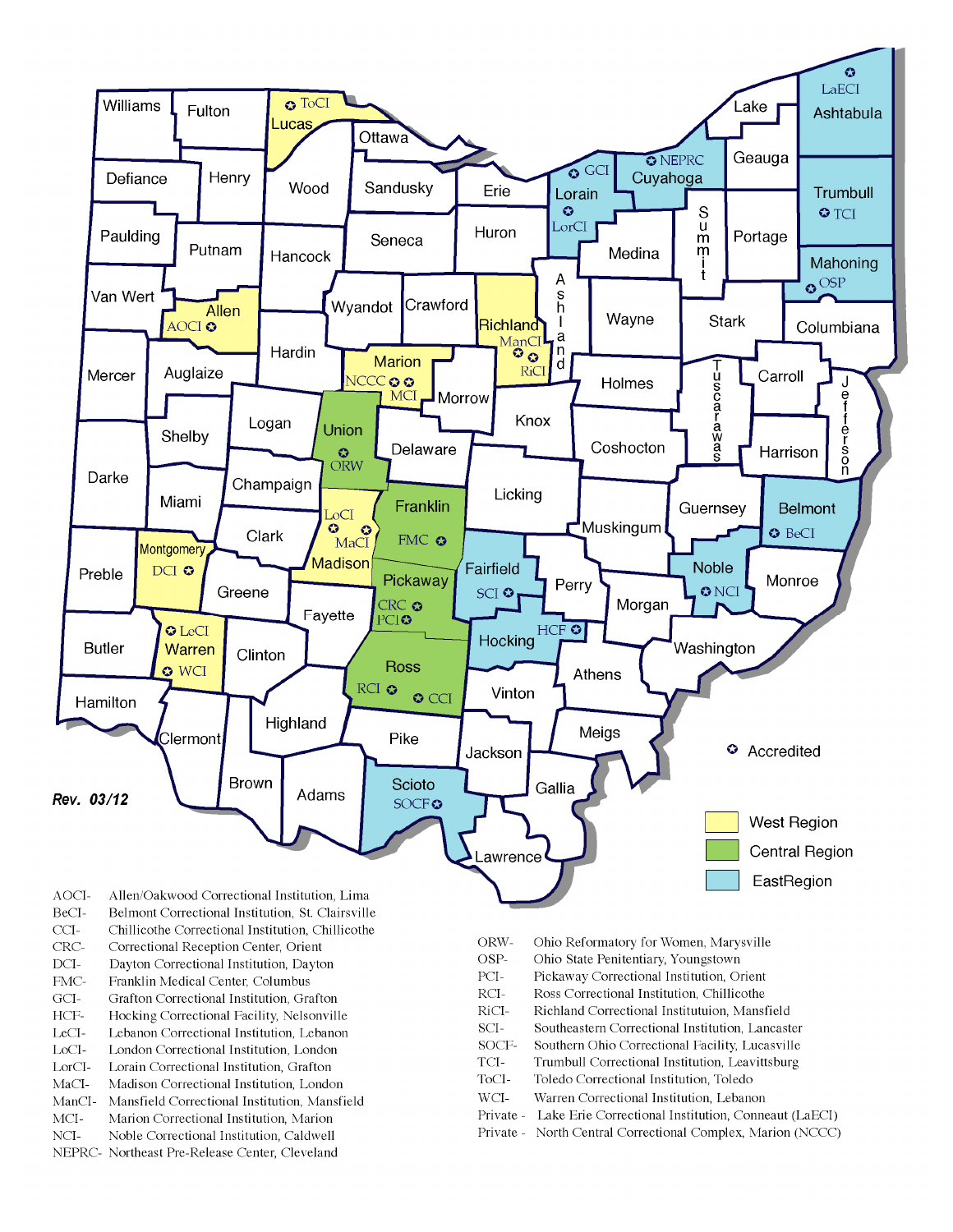Rev. 03/12

✪ Accredited

West Region

Central Region

EastRegion

AOCI- Allen/Oakwood Correctional Institution, Lima
BeCI- Belmont Correctional Institution, St. Clairsville
CCI- Chillicothe Correctional Institution, Chillicothe
CRC- Correctional Reception Center, Orient
DCI- Dayton Correctional Institution, Dayton
FMC- Franklin Medical Center, Columbus
GCI- Grafton Correctional Institution, Grafton
HCF- Hocking Correctional Facility, Nelsonville
LeCI- Lebanon Correctional Institution, Lebanon
LoCI- London Correctional Institution, London
LorCI- Lorain Correctional Institution, Grafton
MaCI- Madison Correctional Institution, London
ManCI- Mansfield Correctional Institution, Mansfield
MCI- Marion Correctional Institution, Marion
NCI- Noble Correctional Institution, Caldwell
NEPRC- Northeast Pre-Release Center, Cleveland

ORW- Ohio Reformatory for Women, Marysville
OSP- Ohio State Penitentiary, Youngstown
PCI- Pickaway Correctional Institution, Orient
RCI- Ross Correctional Institution, Chillicothe
RiCI- Richland Correctional Instituttuion, Mansfield
SCI- Southeastern Correctional Institution, Lancaster
SOCF- Southern Ohio Correctional Facility, Lucasville
TCI- Trumbull Correctional Institution, Leavittsburg
ToCI- Toledo Correctional Institution, Toledo
WCI- Warren Correctional Institution, Lebanon
Private - Lake Erie Correctional Institution, Conneaut (LaECI)
Private - North Central Correctional Complex, Marion (NCCC)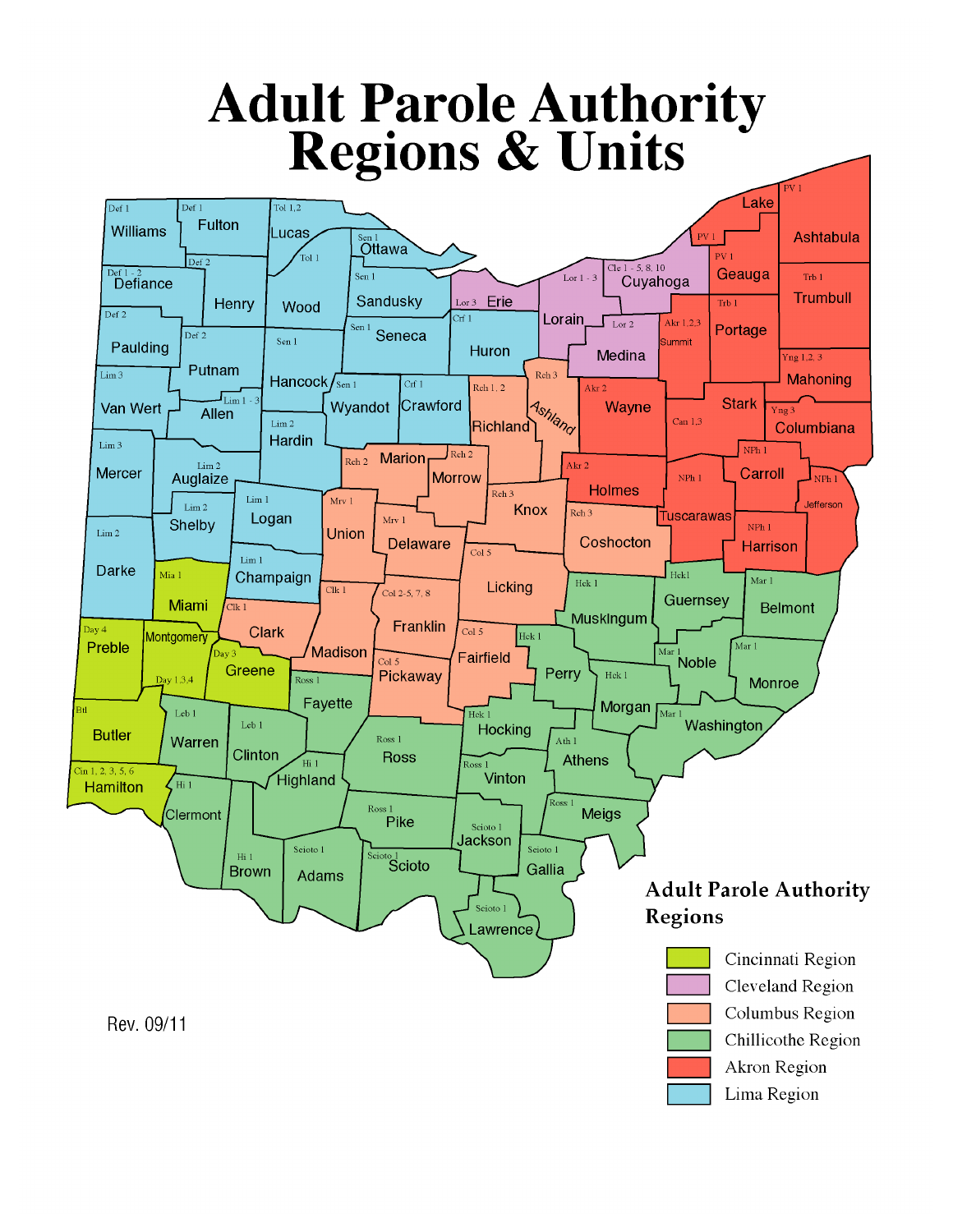# Adult Parole Authority Regions & Units

Def 1 Williams
Def 1 Fulton
Tol 1,2 Lucas
Sen 1 Ottawa
Tol 1 Wood
Def 1 - 2 Defiance
Def 2 Henry
Sen 1 Sandusky
Lor 3 Erie
Lor 1 - 3 Lorain
Cle 1 - 5, 8, 10 Cuyahoga
PV 1 Lake
PV 1 Ashtabula
PV 1 Geauga
Trb 1 Trumbull
Def 2 Paulding
Def 2 Putnam
Sen 1 Seneca
Sen 1 Hancock
Crf 1 Huron
Lor 2 Medina
Akr 1,2,3 Summit
Trb 1 Portage
Yng 1,2, 3 Mahoning
Lim 3 Van Wert
Lim 1 - 3 Allen
Sen 1 Wyandot
Crf 1 Crawford
Rch 1, 2 Richland
Rch 3 Ashland
Akr 2 Wayne
Can 1,3 Stark
Yng 3 Columbiana
Lim 2 Hardin
Lim 3 Mercer
Lim 2 Auglaize
Rch 2 Marion
Rch 2 Morrow
NPh 1 Carroll
Akr 2 Holmes
NPh 1 Tuscarawas
NPh 1 Jefferson
Lim 2 Shelby
Lim 1 Logan
Mrv 1 Union
Mrv 1 Delaware
Rch 3 Knox
Rch 3 Coshocton
NPh 1 Harrison
Lim 2 Darke
Lim 1 Champaign
Mia 1 Miami
Col 5 Licking
Hck 1 Guernsey
Mar 1 Belmont
Clk 1 Clark
Clk 1 Madison
Col 2-5, 7, 8 Franklin
Hck 1 Muskingum
Day 4 Preble
Montgomery
Day 3 Greene
Day 1,3,4
Col 5 Fairfield
Hck 1 Perry
Mar 1 Noble
Mar 1 Monroe
Ross 1 Fayette
Col 5 Pickaway
Hck 1 Morgan
Btl Butler
Leb 1 Warren
Leb 1 Clinton
Hck 1 Hocking
Mar 1 Washington
Ross 1 Ross
Ath 1 Athens
Cin 1, 2, 3, 5, 6 Hamilton
Hi 1 Highland
Ross 1 Vinton
Hi 1 Clermont
Ross 1 Pike
Ross 1 Meigs
Sciato 1 Jackson
Hi 1 Brown
Sciato 1 Adams
Sciato 1 Scioto
Sciato 1 Gallia
Sciato 1 Lawrence

## Adult Parole Authority Regions

- Cincinnati Region
- Cleveland Region
- Columbus Region
- Chillicothe Region
- Akron Region
- Lima Region

Rev. 09/11